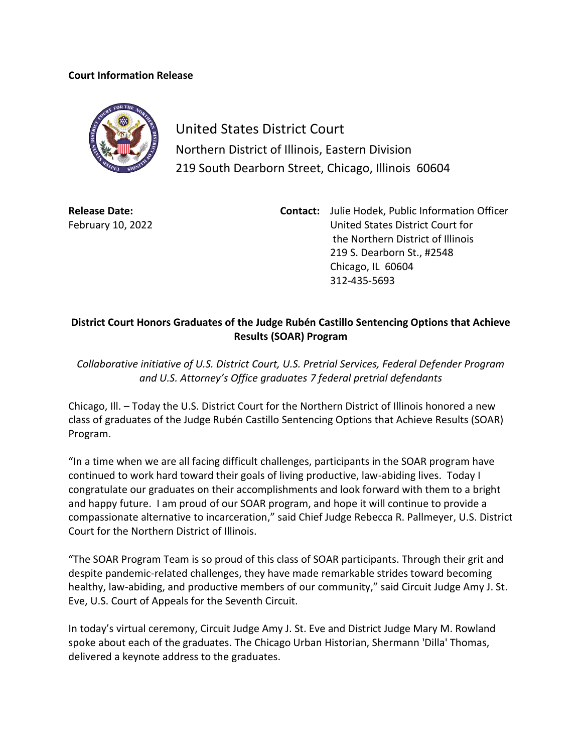**Court Information Release**

United States District Court
Northern District of Illinois, Eastern Division
219 South Dearborn Street, Chicago, Illinois 60604

**Release Date:**
February 10, 2022

**Contact:** Julie Hodek, Public Information Officer
United States District Court for
the Northern District of Illinois
219 S. Dearborn St., #2548
Chicago, IL 60604
312-435-5693

## District Court Honors Graduates of the Judge Rubén Castillo Sentencing Options that Achieve Results (SOAR) Program

*Collaborative initiative of U.S. District Court, U.S. Pretrial Services, Federal Defender Program and U.S. Attorney's Office graduates 7 federal pretrial defendants*

Chicago, Ill. – Today the U.S. District Court for the Northern District of Illinois honored a new class of graduates of the Judge Rubén Castillo Sentencing Options that Achieve Results (SOAR) Program.

"In a time when we are all facing difficult challenges, participants in the SOAR program have continued to work hard toward their goals of living productive, law-abiding lives. Today I congratulate our graduates on their accomplishments and look forward with them to a bright and happy future. I am proud of our SOAR program, and hope it will continue to provide a compassionate alternative to incarceration," said Chief Judge Rebecca R. Pallmeyer, U.S. District Court for the Northern District of Illinois.

"The SOAR Program Team is so proud of this class of SOAR participants. Through their grit and despite pandemic-related challenges, they have made remarkable strides toward becoming healthy, law-abiding, and productive members of our community," said Circuit Judge Amy J. St. Eve, U.S. Court of Appeals for the Seventh Circuit.

In today's virtual ceremony, Circuit Judge Amy J. St. Eve and District Judge Mary M. Rowland spoke about each of the graduates. The Chicago Urban Historian, Shermann 'Dilla' Thomas, delivered a keynote address to the graduates.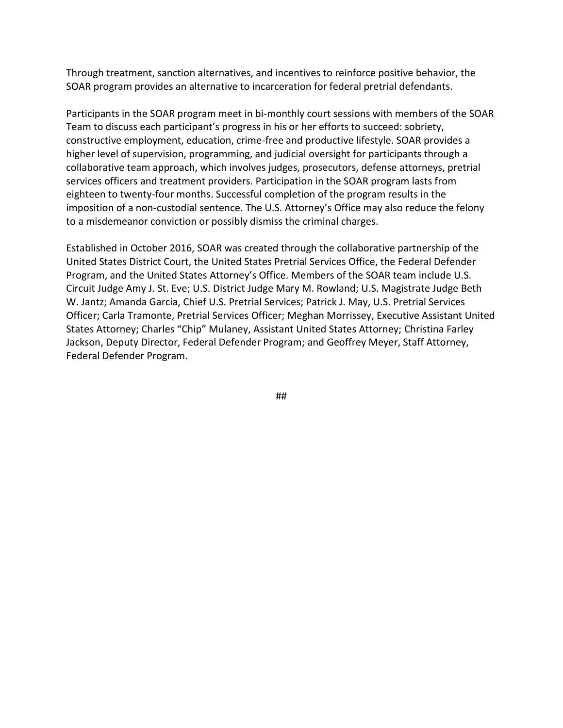Through treatment, sanction alternatives, and incentives to reinforce positive behavior, the SOAR program provides an alternative to incarceration for federal pretrial defendants.

Participants in the SOAR program meet in bi-monthly court sessions with members of the SOAR Team to discuss each participant's progress in his or her efforts to succeed: sobriety, constructive employment, education, crime-free and productive lifestyle. SOAR provides a higher level of supervision, programming, and judicial oversight for participants through a collaborative team approach, which involves judges, prosecutors, defense attorneys, pretrial services officers and treatment providers. Participation in the SOAR program lasts from eighteen to twenty-four months. Successful completion of the program results in the imposition of a non-custodial sentence. The U.S. Attorney's Office may also reduce the felony to a misdemeanor conviction or possibly dismiss the criminal charges.

Established in October 2016, SOAR was created through the collaborative partnership of the United States District Court, the United States Pretrial Services Office, the Federal Defender Program, and the United States Attorney's Office. Members of the SOAR team include U.S. Circuit Judge Amy J. St. Eve; U.S. District Judge Mary M. Rowland; U.S. Magistrate Judge Beth W. Jantz; Amanda Garcia, Chief U.S. Pretrial Services; Patrick J. May, U.S. Pretrial Services Officer; Carla Tramonte, Pretrial Services Officer; Meghan Morrissey, Executive Assistant United States Attorney; Charles "Chip" Mulaney, Assistant United States Attorney; Christina Farley Jackson, Deputy Director, Federal Defender Program; and Geoffrey Meyer, Staff Attorney, Federal Defender Program.

##